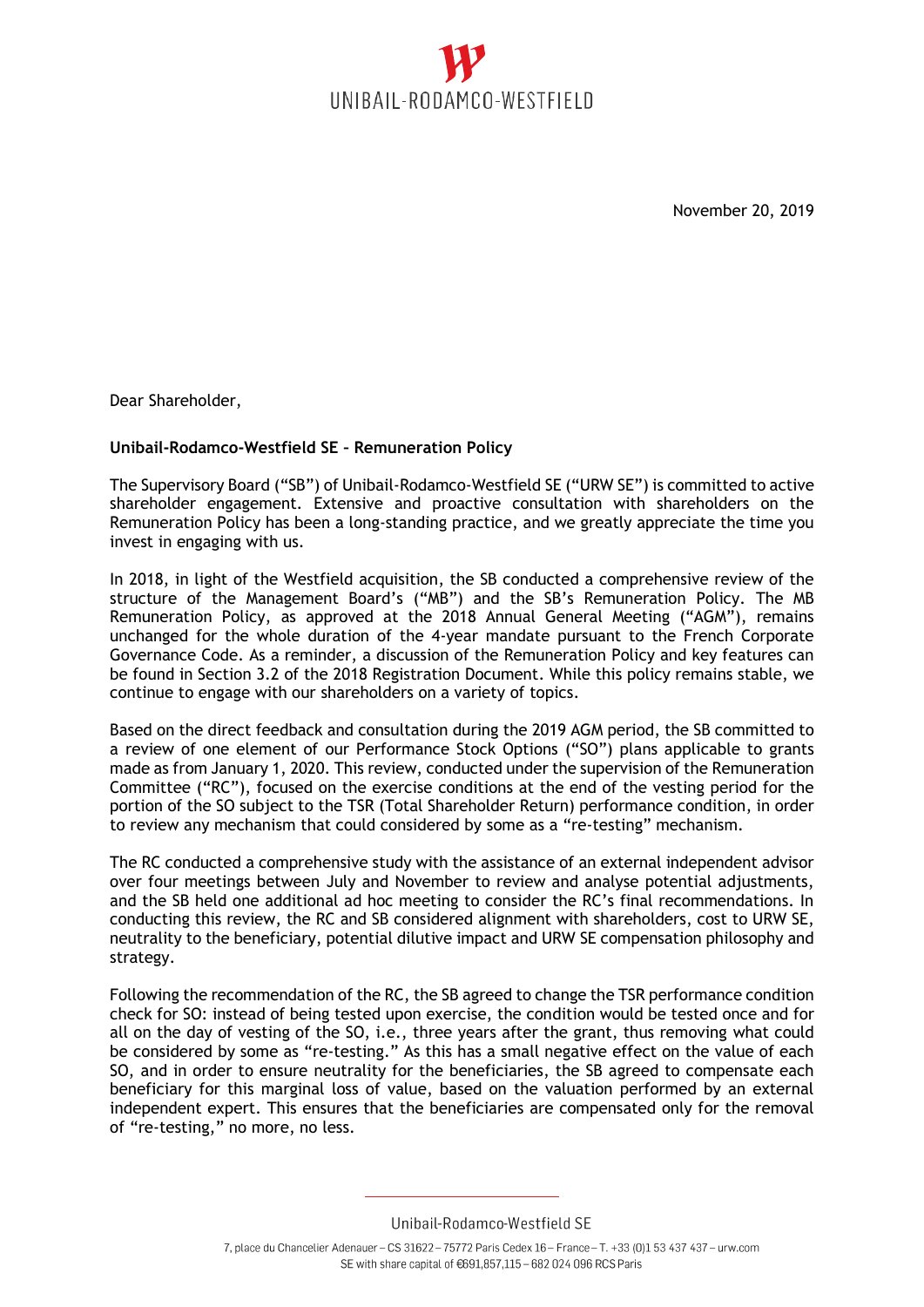UNIBAIL-RODAMCO-WESTFIELD

November 20, 2019

Dear Shareholder,

**Unibail-Rodamco-Westfield SE – Remuneration Policy**

The Supervisory Board ("SB") of Unibail-Rodamco-Westfield SE ("URW SE") is committed to active shareholder engagement. Extensive and proactive consultation with shareholders on the Remuneration Policy has been a long-standing practice, and we greatly appreciate the time you invest in engaging with us.

In 2018, in light of the Westfield acquisition, the SB conducted a comprehensive review of the structure of the Management Board's ("MB") and the SB's Remuneration Policy. The MB Remuneration Policy, as approved at the 2018 Annual General Meeting ("AGM"), remains unchanged for the whole duration of the 4-year mandate pursuant to the French Corporate Governance Code. As a reminder, a discussion of the Remuneration Policy and key features can be found in Section 3.2 of the 2018 Registration Document. While this policy remains stable, we continue to engage with our shareholders on a variety of topics.

Based on the direct feedback and consultation during the 2019 AGM period, the SB committed to a review of one element of our Performance Stock Options ("SO") plans applicable to grants made as from January 1, 2020. This review, conducted under the supervision of the Remuneration Committee ("RC"), focused on the exercise conditions at the end of the vesting period for the portion of the SO subject to the TSR (Total Shareholder Return) performance condition, in order to review any mechanism that could considered by some as a "re-testing" mechanism.

The RC conducted a comprehensive study with the assistance of an external independent advisor over four meetings between July and November to review and analyse potential adjustments, and the SB held one additional ad hoc meeting to consider the RC's final recommendations. In conducting this review, the RC and SB considered alignment with shareholders, cost to URW SE, neutrality to the beneficiary, potential dilutive impact and URW SE compensation philosophy and strategy.

Following the recommendation of the RC, the SB agreed to change the TSR performance condition check for SO: instead of being tested upon exercise, the condition would be tested once and for all on the day of vesting of the SO, i.e., three years after the grant, thus removing what could be considered by some as "re-testing." As this has a small negative effect on the value of each SO, and in order to ensure neutrality for the beneficiaries, the SB agreed to compensate each beneficiary for this marginal loss of value, based on the valuation performed by an external independent expert. This ensures that the beneficiaries are compensated only for the removal of "re-testing," no more, no less.

Unibail-Rodamco-Westfield SE

7, place du Chancelier Adenauer – CS 31622 – 75772 Paris Cedex 16 – France – T. +33 (0)1 53 437 437 – urw.com

SE with share capital of €691,857,115 – 682 024 096 RCS Paris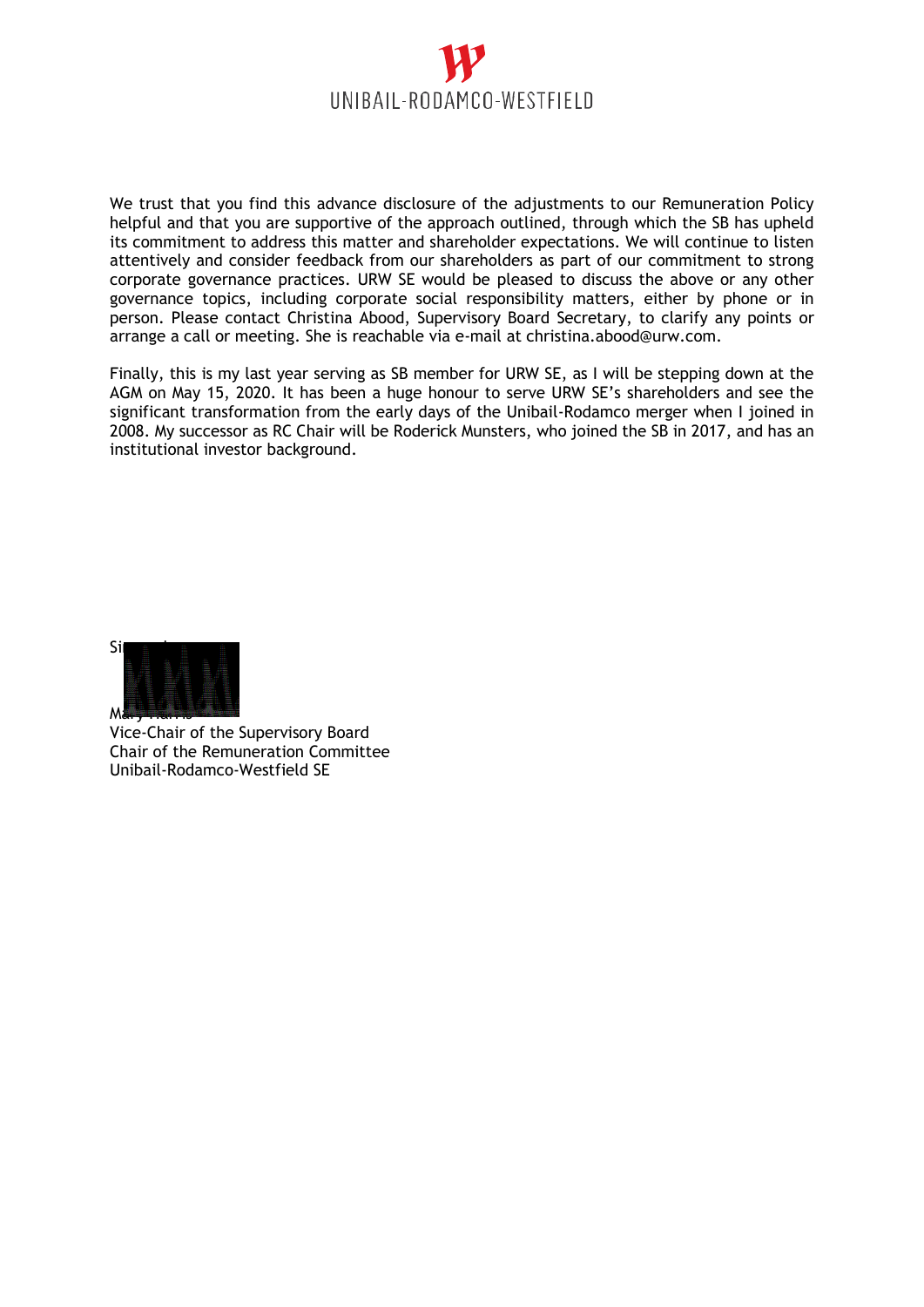We trust that you find this advance disclosure of the adjustments to our Remuneration Policy helpful and that you are supportive of the approach outlined, through which the SB has upheld its commitment to address this matter and shareholder expectations. We will continue to listen attentively and consider feedback from our shareholders as part of our commitment to strong corporate governance practices. URW SE would be pleased to discuss the above or any other governance topics, including corporate social responsibility matters, either by phone or in person. Please contact Christina Abood, Supervisory Board Secretary, to clarify any points or arrange a call or meeting. She is reachable via e-mail at christina.abood@urw.com.

Finally, this is my last year serving as SB member for URW SE, as I will be stepping down at the AGM on May 15, 2020. It has been a huge honour to serve URW SE's shareholders and see the significant transformation from the early days of the Unibail-Rodamco merger when I joined in 2008. My successor as RC Chair will be Roderick Munsters, who joined the SB in 2017, and has an institutional investor background.

Sincerely,

Mary Harris
Vice-Chair of the Supervisory Board
Chair of the Remuneration Committee
Unibail-Rodamco-Westfield SE